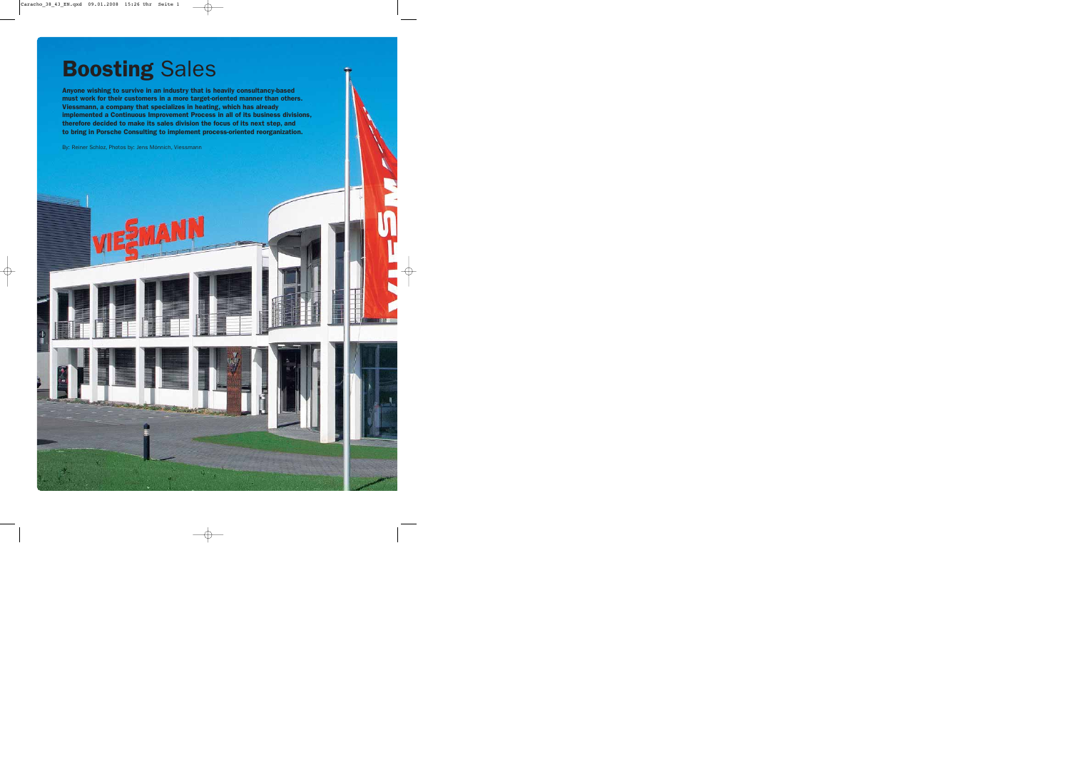# **Boosting** Sales

**Anyone wishing to survive in an industry that is heavily consultancy-based must work for their customers in a more target-oriented manner than others. Viessmann, a company that specializes in heating, which has already implemented a Continuous Improvement Process in all of its business divisions, therefore decided to make its sales division the focus of its next step, and to bring in Porsche Consulting to implement process-oriented reorganization.**

By: Reiner Schloz, Photos by: Jens Mönnich, Viessmann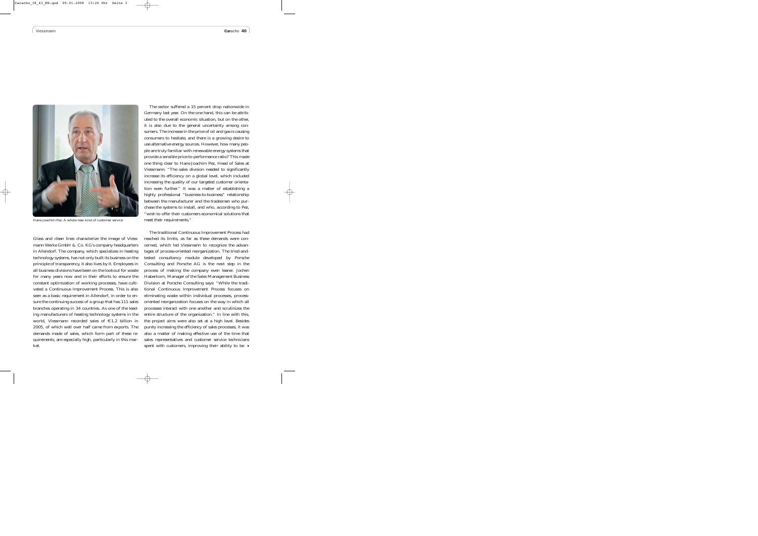Hans-Joachim Pez: A whole new kind of customer service

Glass and clean lines characterize the image of Viessmann Werke GmbH & Co. KG's company headquarters in Allendorf. The company, which specializes in heating technology systems, has not only built its business on the principle of transparency, it also lives by it. Employees in all business divisions have been on the lookout for waste for many years now and in their efforts to ensure the constant optimization of working processes, have cultivated a Continuous Improvement Process. This is also seen as a basic requirement in Allendorf, in order to ensure the continuing success of a group that has 111 sales branches operating in 34 countries. As one of the leading manufacturers of heating technology systems in the world, Viessmann recorded sales of €1.2 billion in 2005, of which well over half came from exports. The demands made of sales, which form part of these requirements, are especially high, particularly in this market.

The sector suffered a 15 percent drop nationwide in Germany last year. On the one hand, this can be attributed to the overall economic situation, but on the other, it is also due to the general uncertainty among consumers. The increase in the price of oil and gas is causing consumers to hesitate, and there is a growing desire to use alternative energy sources. However, how many people are truly familiar with renewable energy systems that provide a sensible price-to-performance ratio? This made one thing clear to Hans-Joachim Pez, Head of Sales at Viessmann: "The sales division needed to significantly increase its efficiency on a global level, which included increasing the quality of our targeted customer orientation even further." It was a matter of establishing a highly professional "business-to-business" relationship between the manufacturer and the tradesmen who purchase the systems to install, and who, according to Pez, "wish to offer their customers economical solutions that meet their requirements."

The traditional Continuous Improvement Process had reached its limits, as far as these demands were concerned, which led Viessmann to recognize the advantages of process-oriented reorganization. The tried-and-tested consultancy module developed by Porsche Consulting and Porsche AG is the next step in the process of making the company even leaner. Jochen Haberkorn, Manager of the Sales Management Business Division at Porsche Consulting says: "While the traditional Continuous Improvement Process focuses on eliminating waste within individual processes, process-oriented reorganization focuses on the way in which all processes interact with one another and scrutinizes the entire structure of the organization." In line with this, the project aims were also set at a high level. Besides purely increasing the efficiency of sales processes, it was also a matter of making effective use of the time that sales representatives and customer service technicians spent with customers, improving their ability to be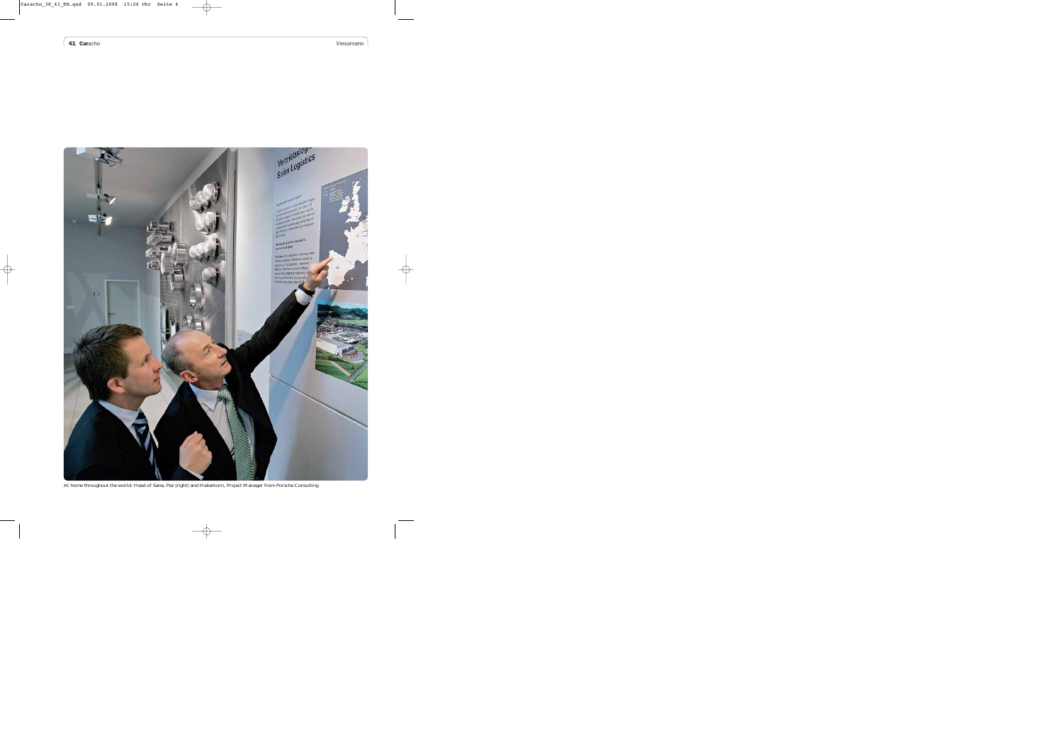At home throughout the world: Head of Sales, Pez (right) and Haberkorn, Project Manager from Porsche Consulting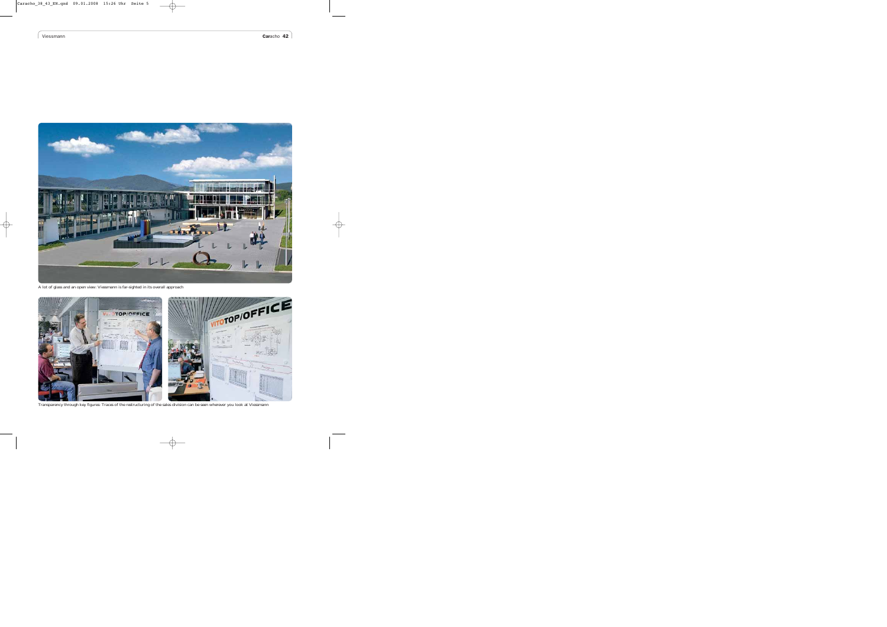A lot of glass and an open view: Viessmann is far-sighted in its overall approach

Transparency through key figures: Traces of the restructuring of the sales division can be seen wherever you look at Viessmann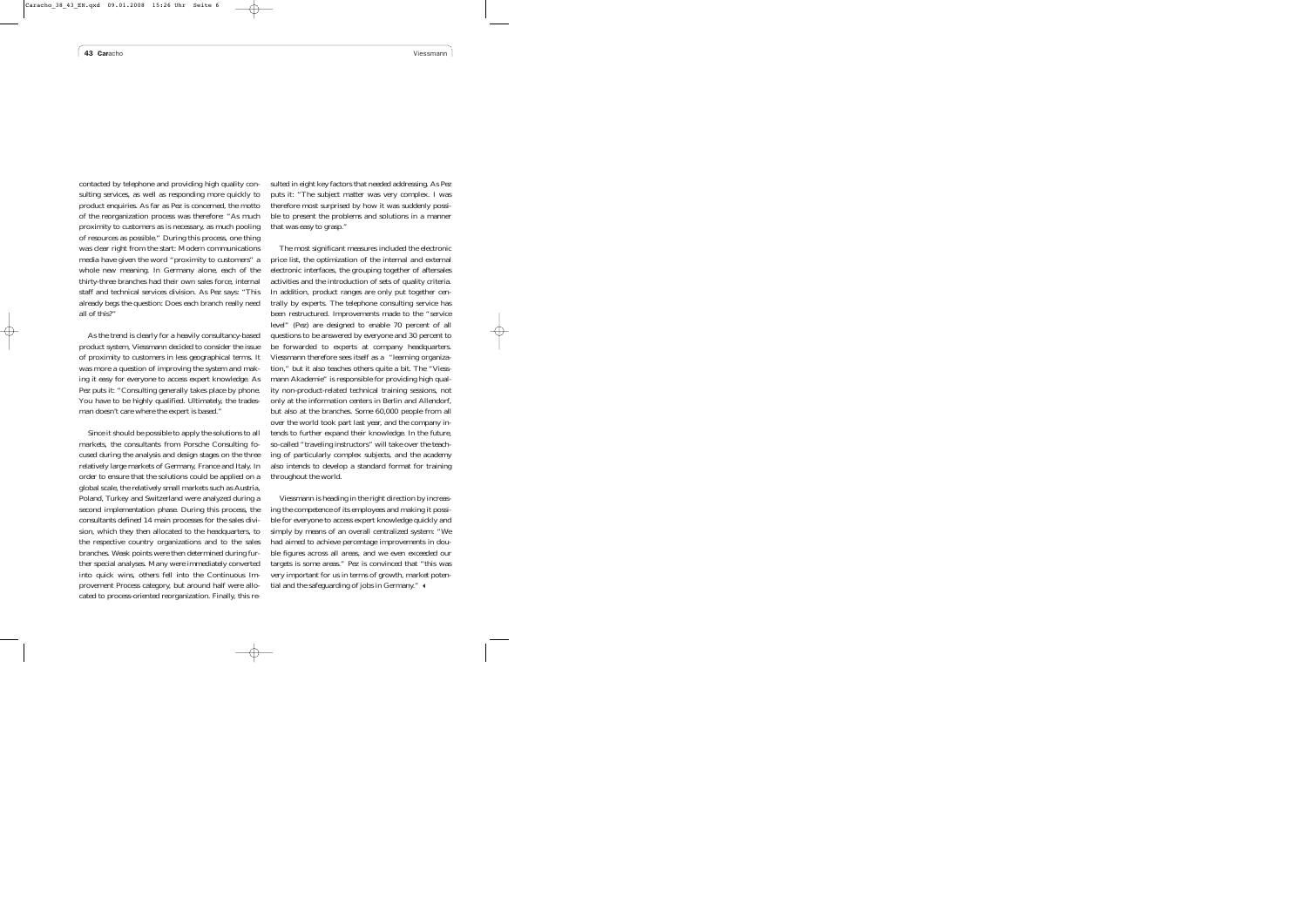contacted by telephone and providing high quality consulting services, as well as responding more quickly to product enquiries. As far as Pez is concerned, the motto of the reorganization process was therefore: "As much proximity to customers as is necessary, as much pooling of resources as possible." During this process, one thing was clear right from the start: Modern communications media have given the word "proximity to customers" a whole new meaning. In Germany alone, each of the thirty-three branches had their own sales force, internal staff and technical services division. As Pez says: "This already begs the question: Does each branch really need all of this?"

As the trend is clearly for a heavily consultancy-based product system, Viessmann decided to consider the issue of proximity to customers in less geographical terms. It was more a question of improving the system and making it easy for everyone to access expert knowledge. As Pez puts it: "Consulting generally takes place by phone. You have to be highly qualified. Ultimately, the tradesman doesn't care where the expert is based."

Since it should be possible to apply the solutions to all markets, the consultants from Porsche Consulting focused during the analysis and design stages on the three relatively large markets of Germany, France and Italy. In order to ensure that the solutions could be applied on a global scale, the relatively small markets such as Austria, Poland, Turkey and Switzerland were analyzed during a second implementation phase. During this process, the consultants defined 14 main processes for the sales division, which they then allocated to the headquarters, to the respective country organizations and to the sales branches. Weak points were then determined during further special analyses. Many were immediately converted into quick wins, others fell into the Continuous Improvement Process category, but around half were allocated to process-oriented reorganization. Finally, this resulted in eight key factors that needed addressing. As Pez puts it: "The subject matter was very complex. I was therefore most surprised by how it was suddenly possible to present the problems and solutions in a manner that was easy to grasp."

The most significant measures included the electronic price list, the optimization of the internal and external electronic interfaces, the grouping together of aftersales activities and the introduction of sets of quality criteria. In addition, product ranges are only put together centrally by experts. The telephone consulting service has been restructured. Improvements made to the "service level" (Pez) are designed to enable 70 percent of all questions to be answered by everyone and 30 percent to be forwarded to experts at company headquarters. Viessmann therefore sees itself as a "learning organization," but it also teaches others quite a bit. The "Viessmann Akademie" is responsible for providing high quality non-product-related technical training sessions, not only at the information centers in Berlin and Allendorf, but also at the branches. Some 60,000 people from all over the world took part last year, and the company intends to further expand their knowledge. In the future, so-called "traveling instructors" will take over the teaching of particularly complex subjects, and the academy also intends to develop a standard format for training throughout the world.

Viessmann is heading in the right direction by increasing the competence of its employees and making it possible for everyone to access expert knowledge quickly and simply by means of an overall centralized system: "We had aimed to achieve percentage improvements in double figures across all areas, and we even exceeded our targets is some areas." Pez is convinced that "this was very important for us in terms of growth, market potential and the safeguarding of jobs in Germany."